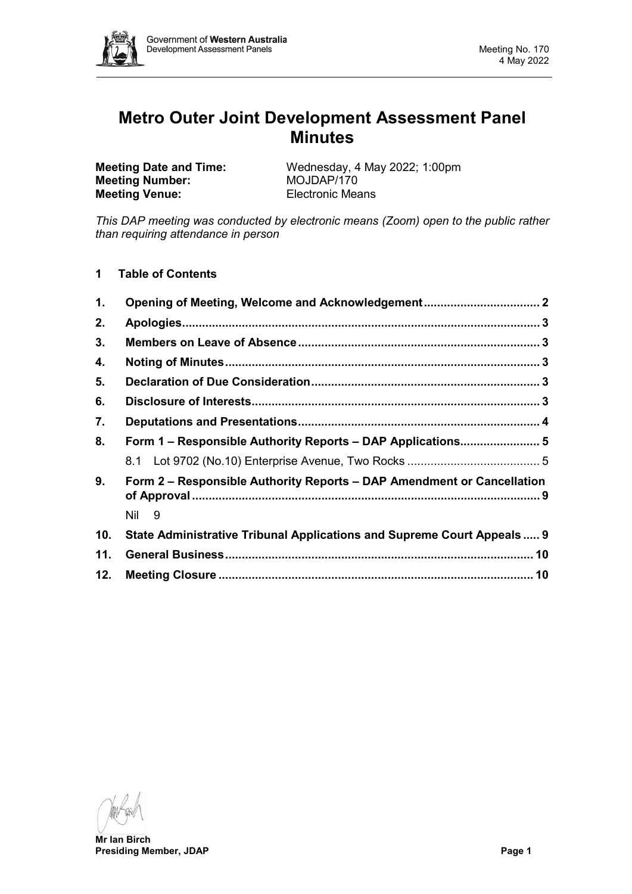# Metro Outer Joint Development Assessment Panel Minutes

**Meeting Date and Time:** Wednesday, 4 May 2022; 1:00pm
**Meeting Number:** MOJDAP/170
**Meeting Venue:** Electronic Means

*This DAP meeting was conducted by electronic means (Zoom) open to the public rather than requiring attendance in person*

## 1 Table of Contents

1. **Opening of Meeting, Welcome and Acknowledgement** .................. 2
2. **Apologies** .................. 3
3. **Members on Leave of Absence** .................. 3
4. **Noting of Minutes** .................. 3
5. **Declaration of Due Consideration** .................. 3
6. **Disclosure of Interests** .................. 3
7. **Deputations and Presentations** .................. 4
8. **Form 1 – Responsible Authority Reports – DAP Applications** .................. 5
   - 8.1 Lot 9702 (No.10) Enterprise Avenue, Two Rocks .................. 5
9. **Form 2 – Responsible Authority Reports – DAP Amendment or Cancellation of Approval** .................. 9
   - Nil 9
10. **State Administrative Tribunal Applications and Supreme Court Appeals** ..... 9
11. **General Business** .................. 10
12. **Meeting Closure** .................. 10

**Mr Ian Birch**
**Presiding Member, JDAP**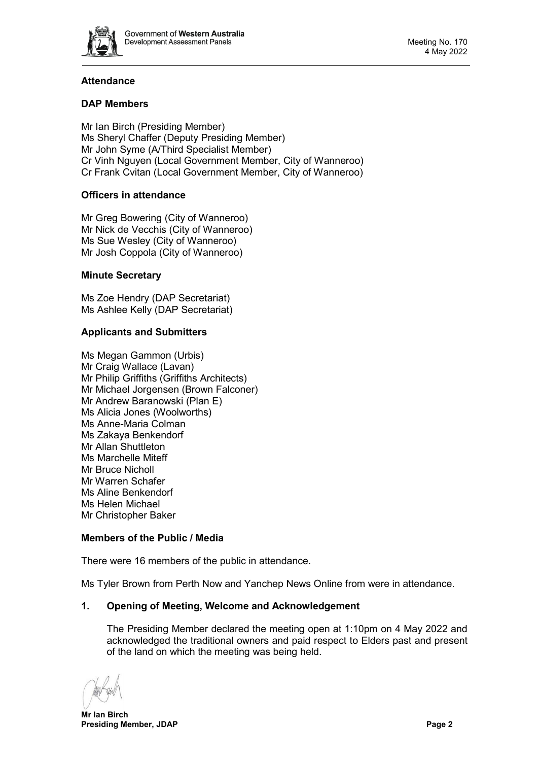## Attendance

### DAP Members

Mr Ian Birch (Presiding Member)
Ms Sheryl Chaffer (Deputy Presiding Member)
Mr John Syme (A/Third Specialist Member)
Cr Vinh Nguyen (Local Government Member, City of Wanneroo)
Cr Frank Cvitan (Local Government Member, City of Wanneroo)

### Officers in attendance

Mr Greg Bowering (City of Wanneroo)
Mr Nick de Vecchis (City of Wanneroo)
Ms Sue Wesley (City of Wanneroo)
Mr Josh Coppola (City of Wanneroo)

### Minute Secretary

Ms Zoe Hendry (DAP Secretariat)
Ms Ashlee Kelly (DAP Secretariat)

### Applicants and Submitters

Ms Megan Gammon (Urbis)
Mr Craig Wallace (Lavan)
Mr Philip Griffiths (Griffiths Architects)
Mr Michael Jorgensen (Brown Falconer)
Mr Andrew Baranowski (Plan E)
Ms Alicia Jones (Woolworths)
Ms Anne-Maria Colman
Ms Zakaya Benkendorf
Mr Allan Shuttleton
Ms Marchelle Miteff
Mr Bruce Nicholl
Mr Warren Schafer
Ms Aline Benkendorf
Ms Helen Michael
Mr Christopher Baker

### Members of the Public / Media

There were 16 members of the public in attendance.

Ms Tyler Brown from Perth Now and Yanchep News Online from were in attendance.

## 1. Opening of Meeting, Welcome and Acknowledgement

The Presiding Member declared the meeting open at 1:10pm on 4 May 2022 and acknowledged the traditional owners and paid respect to Elders past and present of the land on which the meeting was being held.

**Mr Ian Birch**
**Presiding Member, JDAP**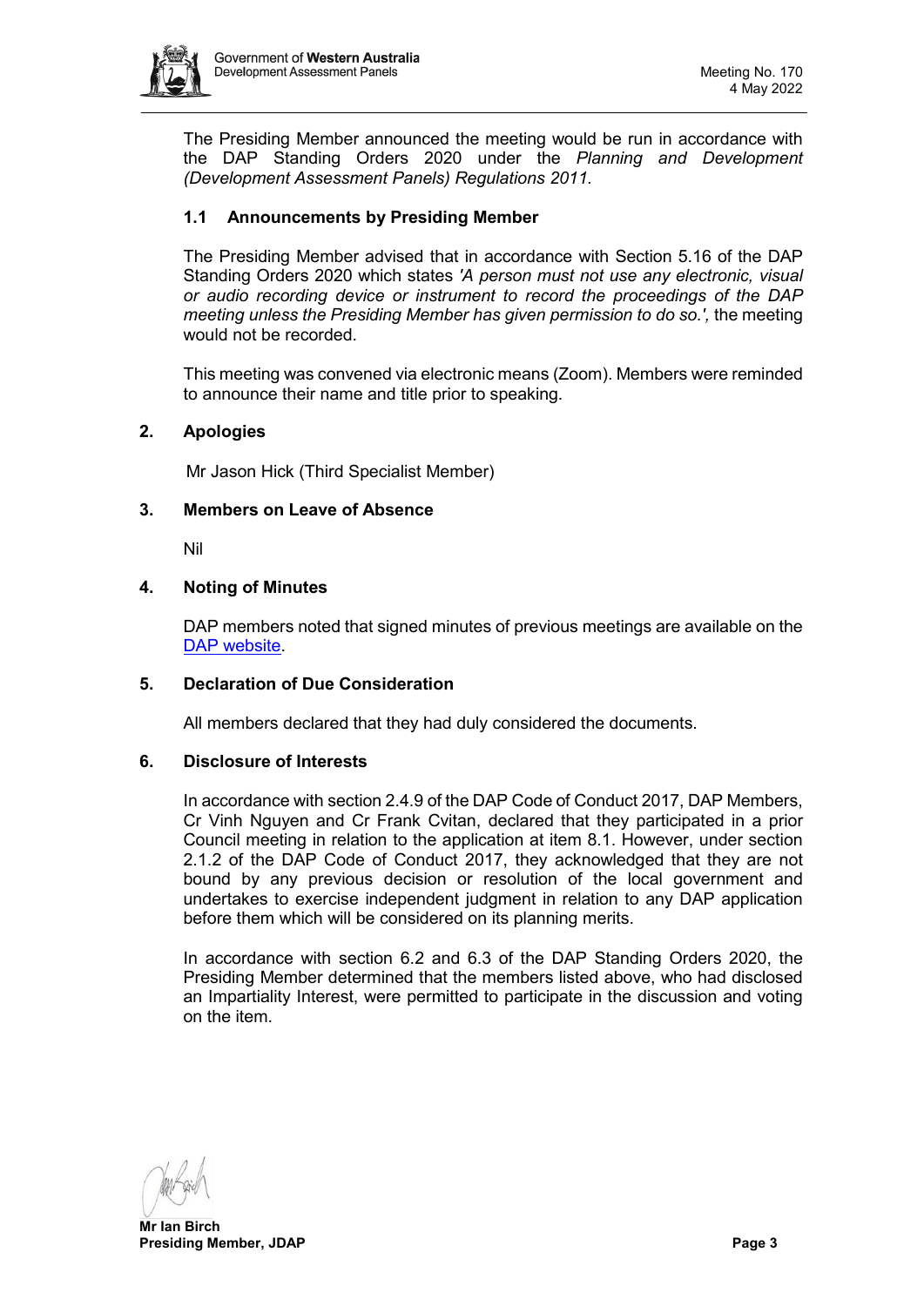The Presiding Member announced the meeting would be run in accordance with the DAP Standing Orders 2020 under the *Planning and Development (Development Assessment Panels) Regulations 2011.*

### 1.1 Announcements by Presiding Member

The Presiding Member advised that in accordance with Section 5.16 of the DAP Standing Orders 2020 which states *'A person must not use any electronic, visual or audio recording device or instrument to record the proceedings of the DAP meeting unless the Presiding Member has given permission to do so.',* the meeting would not be recorded.

This meeting was convened via electronic means (Zoom). Members were reminded to announce their name and title prior to speaking.

## 2. Apologies

Mr Jason Hick (Third Specialist Member)

## 3. Members on Leave of Absence

Nil

## 4. Noting of Minutes

DAP members noted that signed minutes of previous meetings are available on the DAP website.

## 5. Declaration of Due Consideration

All members declared that they had duly considered the documents.

## 6. Disclosure of Interests

In accordance with section 2.4.9 of the DAP Code of Conduct 2017, DAP Members, Cr Vinh Nguyen and Cr Frank Cvitan, declared that they participated in a prior Council meeting in relation to the application at item 8.1. However, under section 2.1.2 of the DAP Code of Conduct 2017, they acknowledged that they are not bound by any previous decision or resolution of the local government and undertakes to exercise independent judgment in relation to any DAP application before them which will be considered on its planning merits.

In accordance with section 6.2 and 6.3 of the DAP Standing Orders 2020, the Presiding Member determined that the members listed above, who had disclosed an Impartiality Interest, were permitted to participate in the discussion and voting on the item.

**Mr Ian Birch**
**Presiding Member, JDAP**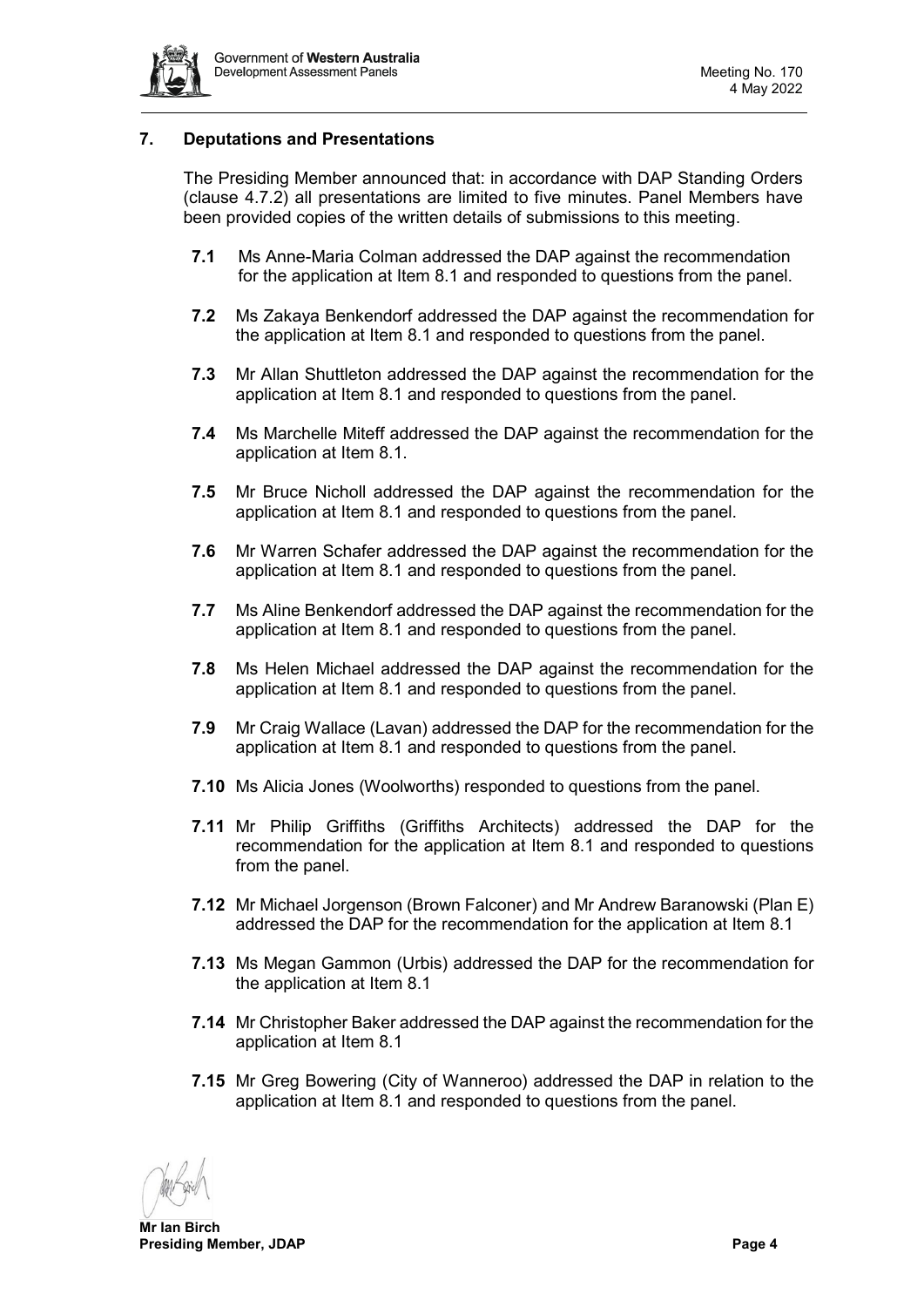## 7. Deputations and Presentations

The Presiding Member announced that: in accordance with DAP Standing Orders (clause 4.7.2) all presentations are limited to five minutes. Panel Members have been provided copies of the written details of submissions to this meeting.

**7.1** Ms Anne-Maria Colman addressed the DAP against the recommendation for the application at Item 8.1 and responded to questions from the panel.

**7.2** Ms Zakaya Benkendorf addressed the DAP against the recommendation for the application at Item 8.1 and responded to questions from the panel.

**7.3** Mr Allan Shuttleton addressed the DAP against the recommendation for the application at Item 8.1 and responded to questions from the panel.

**7.4** Ms Marchelle Miteff addressed the DAP against the recommendation for the application at Item 8.1.

**7.5** Mr Bruce Nicholl addressed the DAP against the recommendation for the application at Item 8.1 and responded to questions from the panel.

**7.6** Mr Warren Schafer addressed the DAP against the recommendation for the application at Item 8.1 and responded to questions from the panel.

**7.7** Ms Aline Benkendorf addressed the DAP against the recommendation for the application at Item 8.1 and responded to questions from the panel.

**7.8** Ms Helen Michael addressed the DAP against the recommendation for the application at Item 8.1 and responded to questions from the panel.

**7.9** Mr Craig Wallace (Lavan) addressed the DAP for the recommendation for the application at Item 8.1 and responded to questions from the panel.

**7.10** Ms Alicia Jones (Woolworths) responded to questions from the panel.

**7.11** Mr Philip Griffiths (Griffiths Architects) addressed the DAP for the recommendation for the application at Item 8.1 and responded to questions from the panel.

**7.12** Mr Michael Jorgenson (Brown Falconer) and Mr Andrew Baranowski (Plan E) addressed the DAP for the recommendation for the application at Item 8.1

**7.13** Ms Megan Gammon (Urbis) addressed the DAP for the recommendation for the application at Item 8.1

**7.14** Mr Christopher Baker addressed the DAP against the recommendation for the application at Item 8.1

**7.15** Mr Greg Bowering (City of Wanneroo) addressed the DAP in relation to the application at Item 8.1 and responded to questions from the panel.

**Mr Ian Birch**
**Presiding Member, JDAP**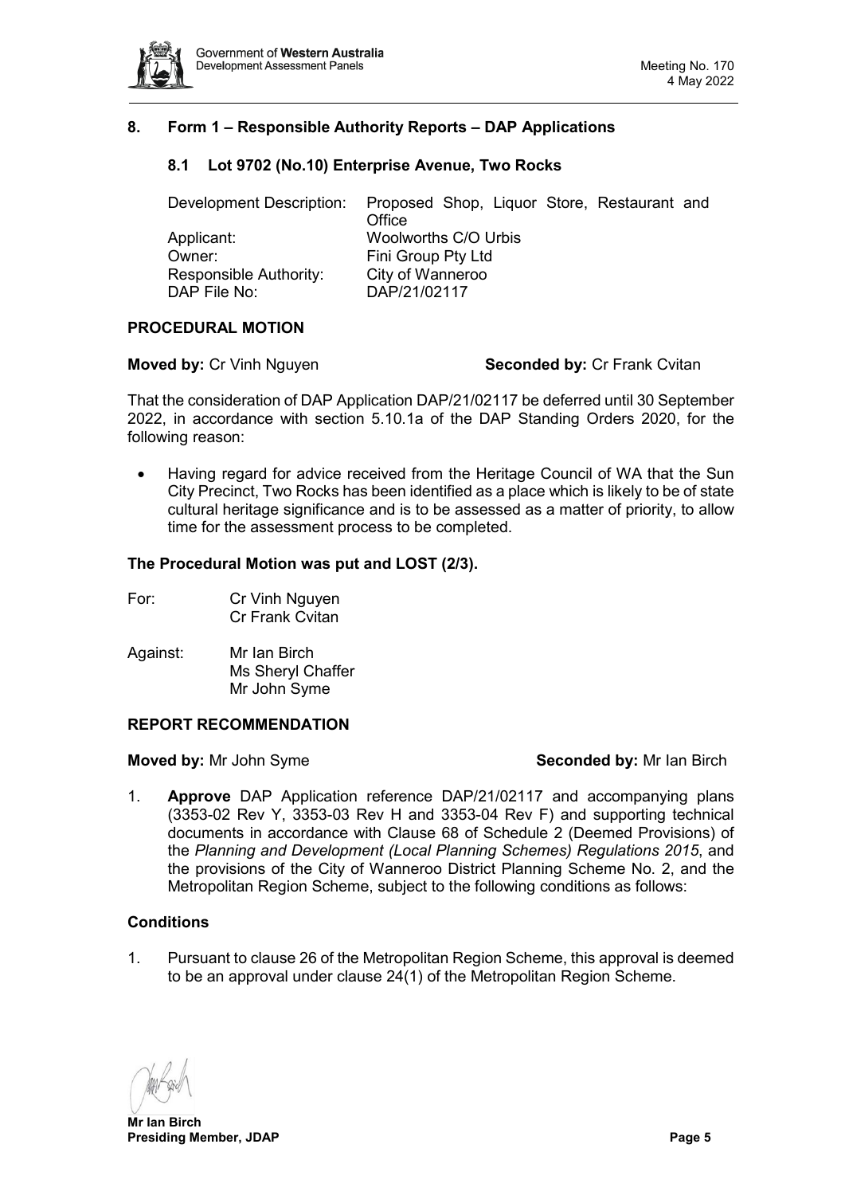## 8. Form 1 – Responsible Authority Reports – DAP Applications

### 8.1 Lot 9702 (No.10) Enterprise Avenue, Two Rocks

| | |
|---|---|
| Development Description: | Proposed Shop, Liquor Store, Restaurant and Office |
| Applicant: | Woolworths C/O Urbis |
| Owner: | Fini Group Pty Ltd |
| Responsible Authority: | City of Wanneroo |
| DAP File No: | DAP/21/02117 |

**PROCEDURAL MOTION**

**Moved by:** Cr Vinh Nguyen **Seconded by:** Cr Frank Cvitan

That the consideration of DAP Application DAP/21/02117 be deferred until 30 September 2022, in accordance with section 5.10.1a of the DAP Standing Orders 2020, for the following reason:

- Having regard for advice received from the Heritage Council of WA that the Sun City Precinct, Two Rocks has been identified as a place which is likely to be of state cultural heritage significance and is to be assessed as a matter of priority, to allow time for the assessment process to be completed.

**The Procedural Motion was put and LOST (2/3).**

For: Cr Vinh Nguyen
Cr Frank Cvitan

Against: Mr Ian Birch
Ms Sheryl Chaffer
Mr John Syme

**REPORT RECOMMENDATION**

**Moved by:** Mr John Syme **Seconded by:** Mr Ian Birch

1. **Approve** DAP Application reference DAP/21/02117 and accompanying plans (3353-02 Rev Y, 3353-03 Rev H and 3353-04 Rev F) and supporting technical documents in accordance with Clause 68 of Schedule 2 (Deemed Provisions) of the *Planning and Development (Local Planning Schemes) Regulations 2015*, and the provisions of the City of Wanneroo District Planning Scheme No. 2, and the Metropolitan Region Scheme, subject to the following conditions as follows:

**Conditions**

1. Pursuant to clause 26 of the Metropolitan Region Scheme, this approval is deemed to be an approval under clause 24(1) of the Metropolitan Region Scheme.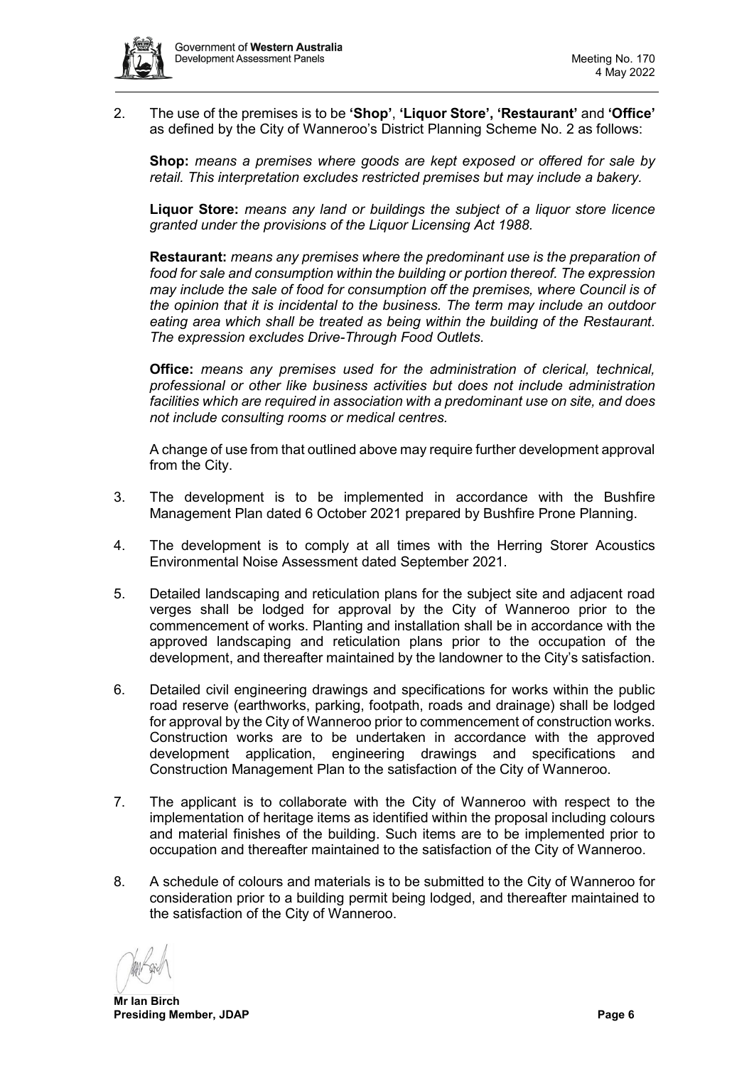2. The use of the premises is to be **'Shop'**, **'Liquor Store', 'Restaurant'** and **'Office'** as defined by the City of Wanneroo's District Planning Scheme No. 2 as follows:

   **Shop:** *means a premises where goods are kept exposed or offered for sale by retail. This interpretation excludes restricted premises but may include a bakery.*

   **Liquor Store:** *means any land or buildings the subject of a liquor store licence granted under the provisions of the Liquor Licensing Act 1988.*

   **Restaurant:** *means any premises where the predominant use is the preparation of food for sale and consumption within the building or portion thereof. The expression may include the sale of food for consumption off the premises, where Council is of the opinion that it is incidental to the business. The term may include an outdoor eating area which shall be treated as being within the building of the Restaurant. The expression excludes Drive-Through Food Outlets.*

   **Office:** *means any premises used for the administration of clerical, technical, professional or other like business activities but does not include administration facilities which are required in association with a predominant use on site, and does not include consulting rooms or medical centres.*

   A change of use from that outlined above may require further development approval from the City.

3. The development is to be implemented in accordance with the Bushfire Management Plan dated 6 October 2021 prepared by Bushfire Prone Planning.

4. The development is to comply at all times with the Herring Storer Acoustics Environmental Noise Assessment dated September 2021.

5. Detailed landscaping and reticulation plans for the subject site and adjacent road verges shall be lodged for approval by the City of Wanneroo prior to the commencement of works. Planting and installation shall be in accordance with the approved landscaping and reticulation plans prior to the occupation of the development, and thereafter maintained by the landowner to the City's satisfaction.

6. Detailed civil engineering drawings and specifications for works within the public road reserve (earthworks, parking, footpath, roads and drainage) shall be lodged for approval by the City of Wanneroo prior to commencement of construction works. Construction works are to be undertaken in accordance with the approved development application, engineering drawings and specifications and Construction Management Plan to the satisfaction of the City of Wanneroo.

7. The applicant is to collaborate with the City of Wanneroo with respect to the implementation of heritage items as identified within the proposal including colours and material finishes of the building. Such items are to be implemented prior to occupation and thereafter maintained to the satisfaction of the City of Wanneroo.

8. A schedule of colours and materials is to be submitted to the City of Wanneroo for consideration prior to a building permit being lodged, and thereafter maintained to the satisfaction of the City of Wanneroo.

**Mr Ian Birch**
**Presiding Member, JDAP**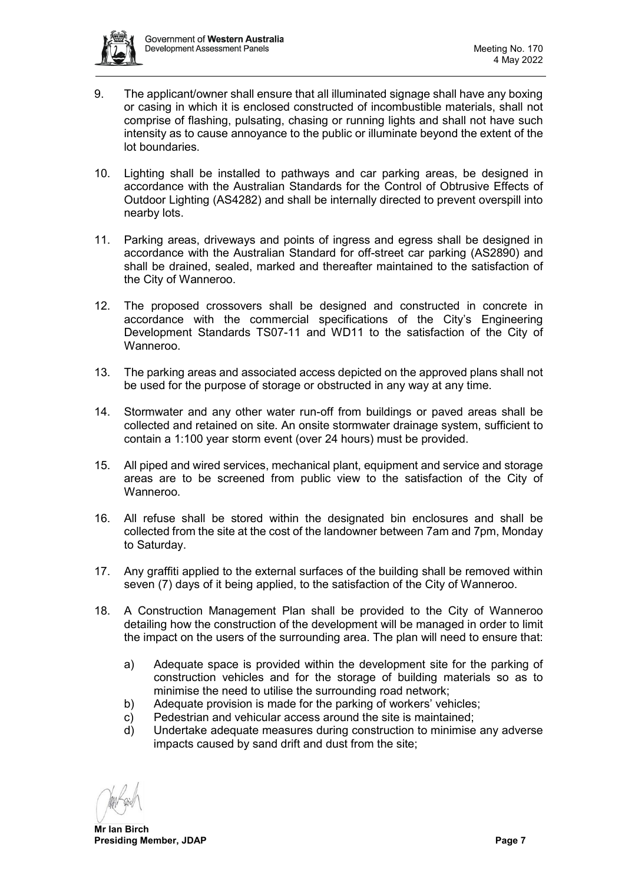9. The applicant/owner shall ensure that all illuminated signage shall have any boxing or casing in which it is enclosed constructed of incombustible materials, shall not comprise of flashing, pulsating, chasing or running lights and shall not have such intensity as to cause annoyance to the public or illuminate beyond the extent of the lot boundaries.

10. Lighting shall be installed to pathways and car parking areas, be designed in accordance with the Australian Standards for the Control of Obtrusive Effects of Outdoor Lighting (AS4282) and shall be internally directed to prevent overspill into nearby lots.

11. Parking areas, driveways and points of ingress and egress shall be designed in accordance with the Australian Standard for off-street car parking (AS2890) and shall be drained, sealed, marked and thereafter maintained to the satisfaction of the City of Wanneroo.

12. The proposed crossovers shall be designed and constructed in concrete in accordance with the commercial specifications of the City's Engineering Development Standards TS07-11 and WD11 to the satisfaction of the City of Wanneroo.

13. The parking areas and associated access depicted on the approved plans shall not be used for the purpose of storage or obstructed in any way at any time.

14. Stormwater and any other water run-off from buildings or paved areas shall be collected and retained on site. An onsite stormwater drainage system, sufficient to contain a 1:100 year storm event (over 24 hours) must be provided.

15. All piped and wired services, mechanical plant, equipment and service and storage areas are to be screened from public view to the satisfaction of the City of Wanneroo.

16. All refuse shall be stored within the designated bin enclosures and shall be collected from the site at the cost of the landowner between 7am and 7pm, Monday to Saturday.

17. Any graffiti applied to the external surfaces of the building shall be removed within seven (7) days of it being applied, to the satisfaction of the City of Wanneroo.

18. A Construction Management Plan shall be provided to the City of Wanneroo detailing how the construction of the development will be managed in order to limit the impact on the users of the surrounding area. The plan will need to ensure that:

    a) Adequate space is provided within the development site for the parking of construction vehicles and for the storage of building materials so as to minimise the need to utilise the surrounding road network;
    b) Adequate provision is made for the parking of workers' vehicles;
    c) Pedestrian and vehicular access around the site is maintained;
    d) Undertake adequate measures during construction to minimise any adverse impacts caused by sand drift and dust from the site;

**Mr Ian Birch**
**Presiding Member, JDAP**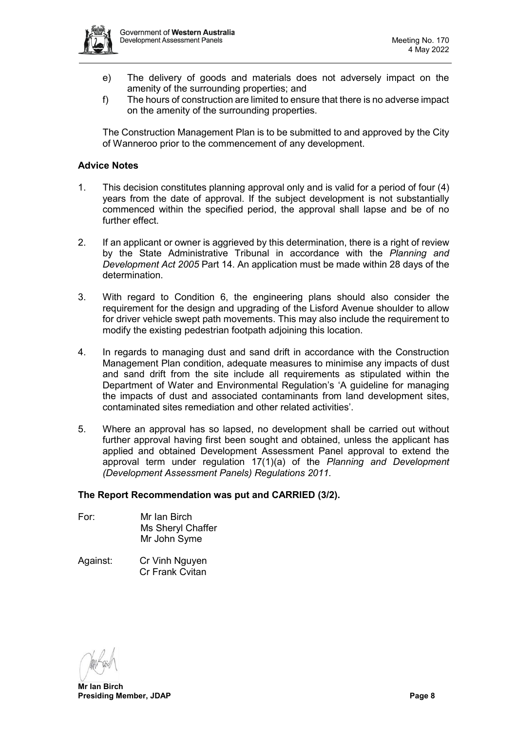e) The delivery of goods and materials does not adversely impact on the amenity of the surrounding properties; and

f) The hours of construction are limited to ensure that there is no adverse impact on the amenity of the surrounding properties.

The Construction Management Plan is to be submitted to and approved by the City of Wanneroo prior to the commencement of any development.

**Advice Notes**

1. This decision constitutes planning approval only and is valid for a period of four (4) years from the date of approval. If the subject development is not substantially commenced within the specified period, the approval shall lapse and be of no further effect.

2. If an applicant or owner is aggrieved by this determination, there is a right of review by the State Administrative Tribunal in accordance with the *Planning and Development Act 2005* Part 14. An application must be made within 28 days of the determination.

3. With regard to Condition 6, the engineering plans should also consider the requirement for the design and upgrading of the Lisford Avenue shoulder to allow for driver vehicle swept path movements. This may also include the requirement to modify the existing pedestrian footpath adjoining this location.

4. In regards to managing dust and sand drift in accordance with the Construction Management Plan condition, adequate measures to minimise any impacts of dust and sand drift from the site include all requirements as stipulated within the Department of Water and Environmental Regulation's 'A guideline for managing the impacts of dust and associated contaminants from land development sites, contaminated sites remediation and other related activities'.

5. Where an approval has so lapsed, no development shall be carried out without further approval having first been sought and obtained, unless the applicant has applied and obtained Development Assessment Panel approval to extend the approval term under regulation 17(1)(a) of the *Planning and Development (Development Assessment Panels) Regulations 2011.*

**The Report Recommendation was put and CARRIED (3/2).**

For: Mr Ian Birch
Ms Sheryl Chaffer
Mr John Syme

Against: Cr Vinh Nguyen
Cr Frank Cvitan

**Mr Ian Birch**
**Presiding Member, JDAP**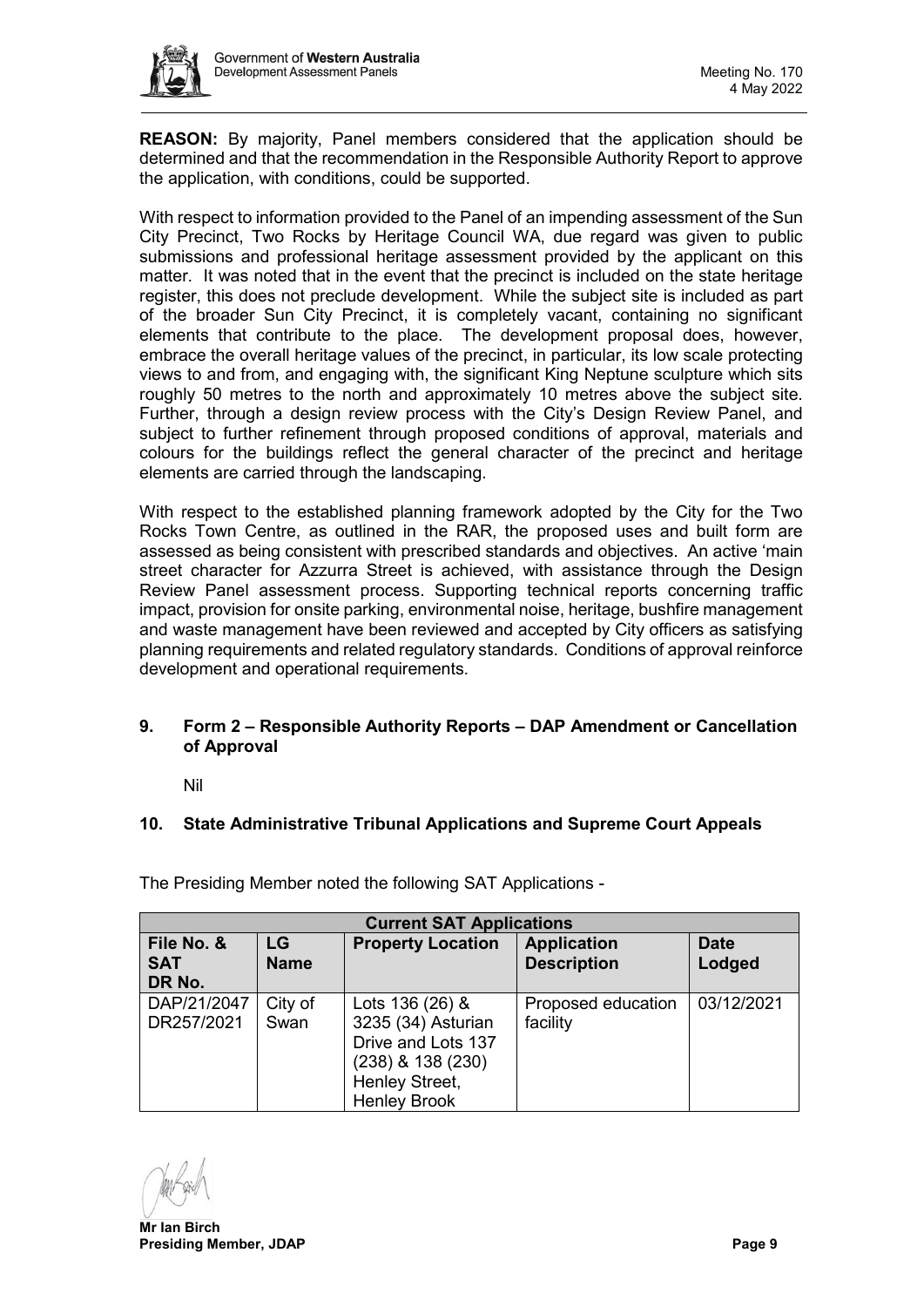**REASON:** By majority, Panel members considered that the application should be determined and that the recommendation in the Responsible Authority Report to approve the application, with conditions, could be supported.

With respect to information provided to the Panel of an impending assessment of the Sun City Precinct, Two Rocks by Heritage Council WA, due regard was given to public submissions and professional heritage assessment provided by the applicant on this matter. It was noted that in the event that the precinct is included on the state heritage register, this does not preclude development. While the subject site is included as part of the broader Sun City Precinct, it is completely vacant, containing no significant elements that contribute to the place. The development proposal does, however, embrace the overall heritage values of the precinct, in particular, its low scale protecting views to and from, and engaging with, the significant King Neptune sculpture which sits roughly 50 metres to the north and approximately 10 metres above the subject site. Further, through a design review process with the City's Design Review Panel, and subject to further refinement through proposed conditions of approval, materials and colours for the buildings reflect the general character of the precinct and heritage elements are carried through the landscaping.

With respect to the established planning framework adopted by the City for the Two Rocks Town Centre, as outlined in the RAR, the proposed uses and built form are assessed as being consistent with prescribed standards and objectives. An active 'main street character for Azzurra Street is achieved, with assistance through the Design Review Panel assessment process. Supporting technical reports concerning traffic impact, provision for onsite parking, environmental noise, heritage, bushfire management and waste management have been reviewed and accepted by City officers as satisfying planning requirements and related regulatory standards. Conditions of approval reinforce development and operational requirements.

## 9. Form 2 – Responsible Authority Reports – DAP Amendment or Cancellation of Approval

Nil

## 10. State Administrative Tribunal Applications and Supreme Court Appeals

The Presiding Member noted the following SAT Applications -

| Current SAT Applications | | | | |
|---|---|---|---|---|
| **File No. & SAT DR No.** | **LG Name** | **Property Location** | **Application Description** | **Date Lodged** |
| DAP/21/2047 DR257/2021 | City of Swan | Lots 136 (26) & 3235 (34) Asturian Drive and Lots 137 (238) & 138 (230) Henley Street, Henley Brook | Proposed education facility | 03/12/2021 |

**Mr Ian Birch**
**Presiding Member, JDAP**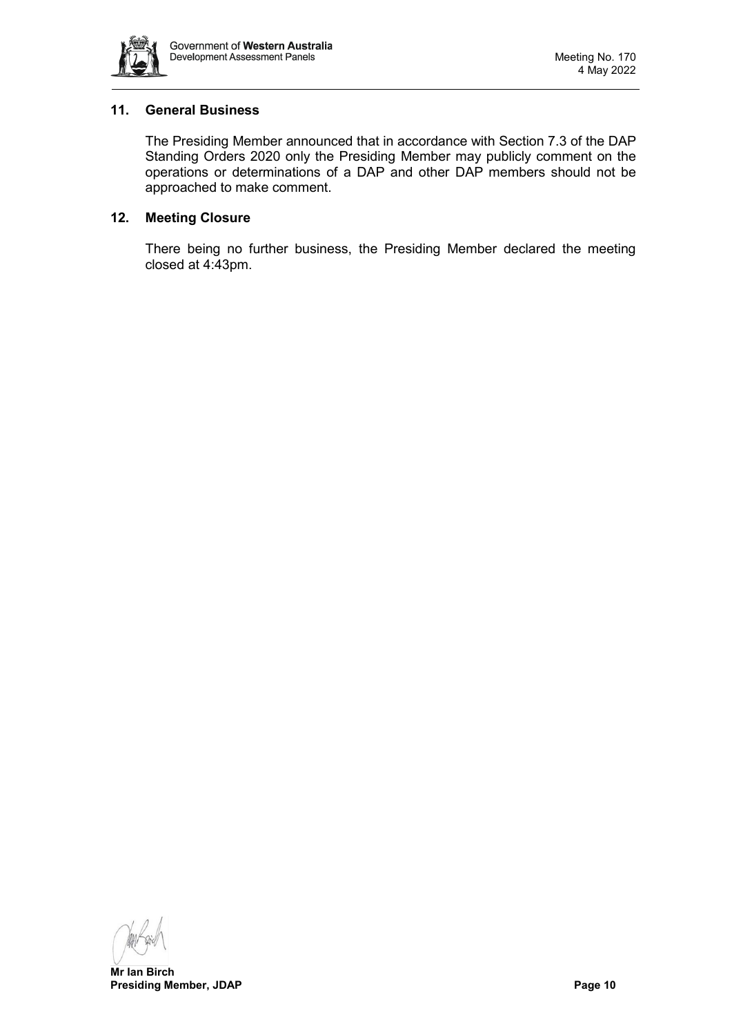## 11. General Business

The Presiding Member announced that in accordance with Section 7.3 of the DAP Standing Orders 2020 only the Presiding Member may publicly comment on the operations or determinations of a DAP and other DAP members should not be approached to make comment.

## 12. Meeting Closure

There being no further business, the Presiding Member declared the meeting closed at 4:43pm.

**Mr Ian Birch**
**Presiding Member, JDAP**